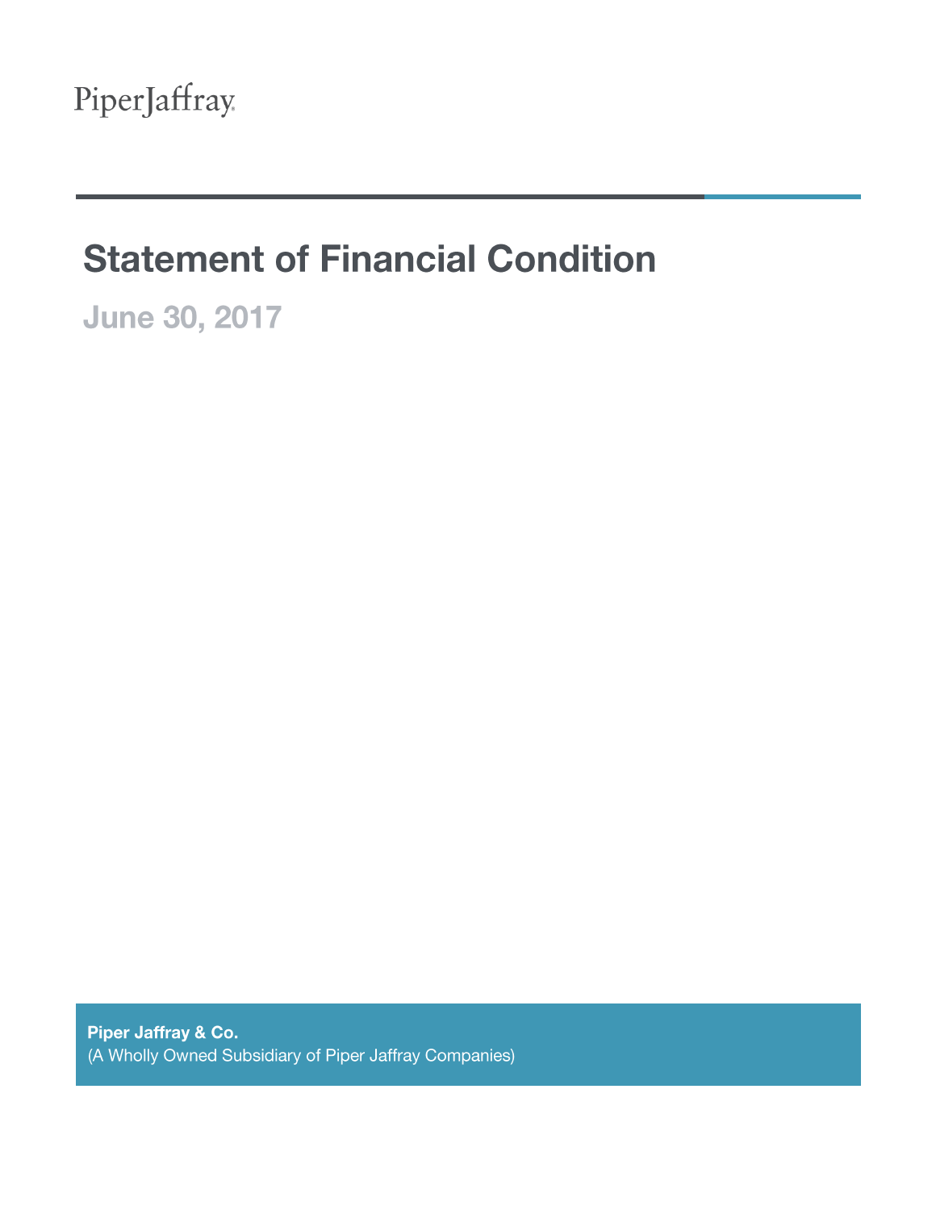PiperJaffray

# Statement of Financial Condition

## June 30, 2017

**Piper Jaffray & Co.**
(A Wholly Owned Subsidiary of Piper Jaffray Companies)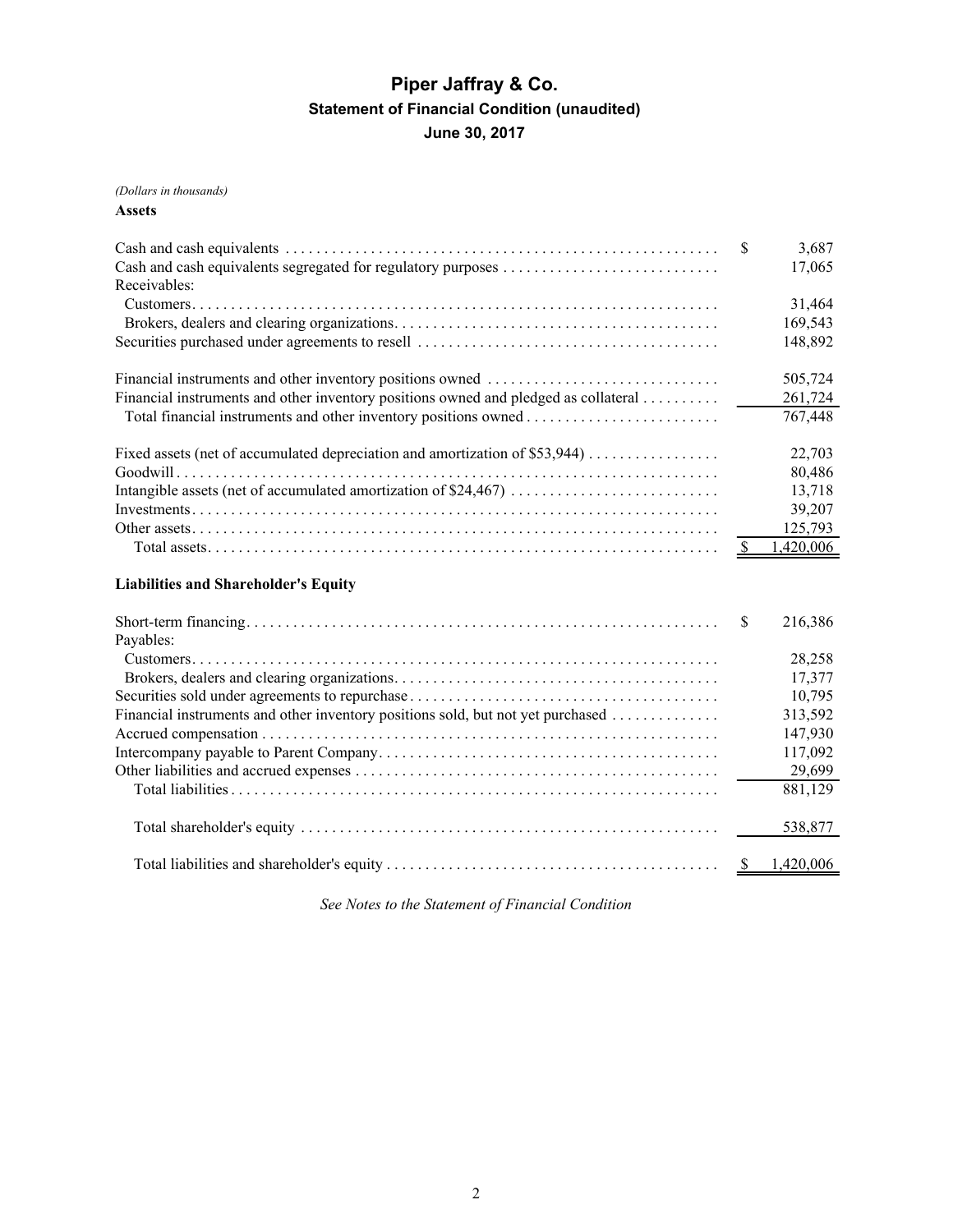# Piper Jaffray & Co.

## Statement of Financial Condition (unaudited)

## June 30, 2017

*(Dollars in thousands)*

**Assets**

| | |
|---|---|
| Cash and cash equivalents | $ 3,687 |
| Cash and cash equivalents segregated for regulatory purposes | 17,065 |
| Receivables: | |
| Customers | 31,464 |
| Brokers, dealers and clearing organizations | 169,543 |
| Securities purchased under agreements to resell | 148,892 |
| | |
| Financial instruments and other inventory positions owned | 505,724 |
| Financial instruments and other inventory positions owned and pledged as collateral | 261,724 |
| Total financial instruments and other inventory positions owned | 767,448 |
| | |
| Fixed assets (net of accumulated depreciation and amortization of $53,944) | 22,703 |
| Goodwill | 80,486 |
| Intangible assets (net of accumulated amortization of $24,467) | 13,718 |
| Investments | 39,207 |
| Other assets | 125,793 |
| Total assets | $ 1,420,006 |

**Liabilities and Shareholder's Equity**

| | |
|---|---|
| Short-term financing | $ 216,386 |
| Payables: | |
| Customers | 28,258 |
| Brokers, dealers and clearing organizations | 17,377 |
| Securities sold under agreements to repurchase | 10,795 |
| Financial instruments and other inventory positions sold, but not yet purchased | 313,592 |
| Accrued compensation | 147,930 |
| Intercompany payable to Parent Company | 117,092 |
| Other liabilities and accrued expenses | 29,699 |
| Total liabilities | 881,129 |
| | |
| Total shareholder's equity | 538,877 |
| | |
| Total liabilities and shareholder's equity | $ 1,420,006 |

*See Notes to the Statement of Financial Condition*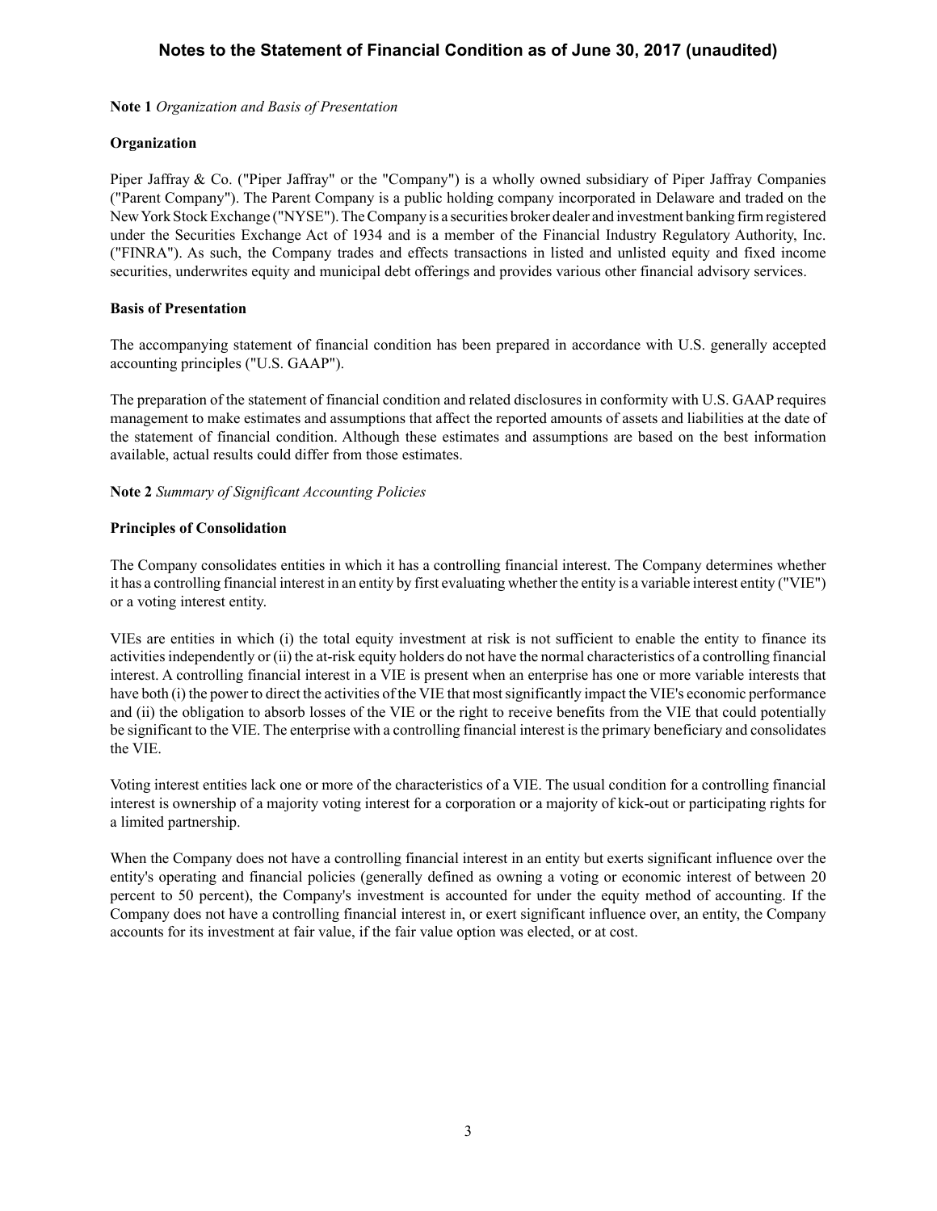# Notes to the Statement of Financial Condition as of June 30, 2017 (unaudited)

**Note 1** *Organization and Basis of Presentation*

**Organization**

Piper Jaffray & Co. ("Piper Jaffray" or the "Company") is a wholly owned subsidiary of Piper Jaffray Companies ("Parent Company"). The Parent Company is a public holding company incorporated in Delaware and traded on the New York Stock Exchange ("NYSE"). The Company is a securities broker dealer and investment banking firm registered under the Securities Exchange Act of 1934 and is a member of the Financial Industry Regulatory Authority, Inc. ("FINRA"). As such, the Company trades and effects transactions in listed and unlisted equity and fixed income securities, underwrites equity and municipal debt offerings and provides various other financial advisory services.

**Basis of Presentation**

The accompanying statement of financial condition has been prepared in accordance with U.S. generally accepted accounting principles ("U.S. GAAP").

The preparation of the statement of financial condition and related disclosures in conformity with U.S. GAAP requires management to make estimates and assumptions that affect the reported amounts of assets and liabilities at the date of the statement of financial condition. Although these estimates and assumptions are based on the best information available, actual results could differ from those estimates.

**Note 2** *Summary of Significant Accounting Policies*

**Principles of Consolidation**

The Company consolidates entities in which it has a controlling financial interest. The Company determines whether it has a controlling financial interest in an entity by first evaluating whether the entity is a variable interest entity ("VIE") or a voting interest entity.

VIEs are entities in which (i) the total equity investment at risk is not sufficient to enable the entity to finance its activities independently or (ii) the at-risk equity holders do not have the normal characteristics of a controlling financial interest. A controlling financial interest in a VIE is present when an enterprise has one or more variable interests that have both (i) the power to direct the activities of the VIE that most significantly impact the VIE's economic performance and (ii) the obligation to absorb losses of the VIE or the right to receive benefits from the VIE that could potentially be significant to the VIE. The enterprise with a controlling financial interest is the primary beneficiary and consolidates the VIE.

Voting interest entities lack one or more of the characteristics of a VIE. The usual condition for a controlling financial interest is ownership of a majority voting interest for a corporation or a majority of kick-out or participating rights for a limited partnership.

When the Company does not have a controlling financial interest in an entity but exerts significant influence over the entity's operating and financial policies (generally defined as owning a voting or economic interest of between 20 percent to 50 percent), the Company's investment is accounted for under the equity method of accounting. If the Company does not have a controlling financial interest in, or exert significant influence over, an entity, the Company accounts for its investment at fair value, if the fair value option was elected, or at cost.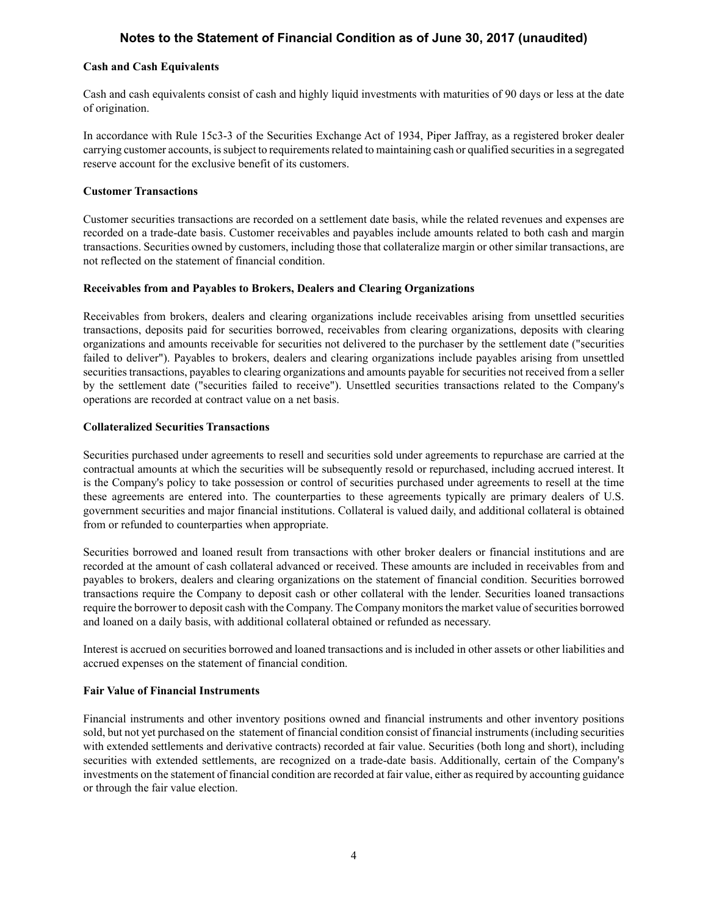## Notes to the Statement of Financial Condition as of June 30, 2017 (unaudited)

**Cash and Cash Equivalents**

Cash and cash equivalents consist of cash and highly liquid investments with maturities of 90 days or less at the date of origination.

In accordance with Rule 15c3-3 of the Securities Exchange Act of 1934, Piper Jaffray, as a registered broker dealer carrying customer accounts, is subject to requirements related to maintaining cash or qualified securities in a segregated reserve account for the exclusive benefit of its customers.

**Customer Transactions**

Customer securities transactions are recorded on a settlement date basis, while the related revenues and expenses are recorded on a trade-date basis. Customer receivables and payables include amounts related to both cash and margin transactions. Securities owned by customers, including those that collateralize margin or other similar transactions, are not reflected on the statement of financial condition.

**Receivables from and Payables to Brokers, Dealers and Clearing Organizations**

Receivables from brokers, dealers and clearing organizations include receivables arising from unsettled securities transactions, deposits paid for securities borrowed, receivables from clearing organizations, deposits with clearing organizations and amounts receivable for securities not delivered to the purchaser by the settlement date ("securities failed to deliver"). Payables to brokers, dealers and clearing organizations include payables arising from unsettled securities transactions, payables to clearing organizations and amounts payable for securities not received from a seller by the settlement date ("securities failed to receive"). Unsettled securities transactions related to the Company's operations are recorded at contract value on a net basis.

**Collateralized Securities Transactions**

Securities purchased under agreements to resell and securities sold under agreements to repurchase are carried at the contractual amounts at which the securities will be subsequently resold or repurchased, including accrued interest. It is the Company's policy to take possession or control of securities purchased under agreements to resell at the time these agreements are entered into. The counterparties to these agreements typically are primary dealers of U.S. government securities and major financial institutions. Collateral is valued daily, and additional collateral is obtained from or refunded to counterparties when appropriate.

Securities borrowed and loaned result from transactions with other broker dealers or financial institutions and are recorded at the amount of cash collateral advanced or received. These amounts are included in receivables from and payables to brokers, dealers and clearing organizations on the statement of financial condition. Securities borrowed transactions require the Company to deposit cash or other collateral with the lender. Securities loaned transactions require the borrower to deposit cash with the Company. The Company monitors the market value of securities borrowed and loaned on a daily basis, with additional collateral obtained or refunded as necessary.

Interest is accrued on securities borrowed and loaned transactions and is included in other assets or other liabilities and accrued expenses on the statement of financial condition.

**Fair Value of Financial Instruments**

Financial instruments and other inventory positions owned and financial instruments and other inventory positions sold, but not yet purchased on the statement of financial condition consist of financial instruments (including securities with extended settlements and derivative contracts) recorded at fair value. Securities (both long and short), including securities with extended settlements, are recognized on a trade-date basis. Additionally, certain of the Company's investments on the statement of financial condition are recorded at fair value, either as required by accounting guidance or through the fair value election.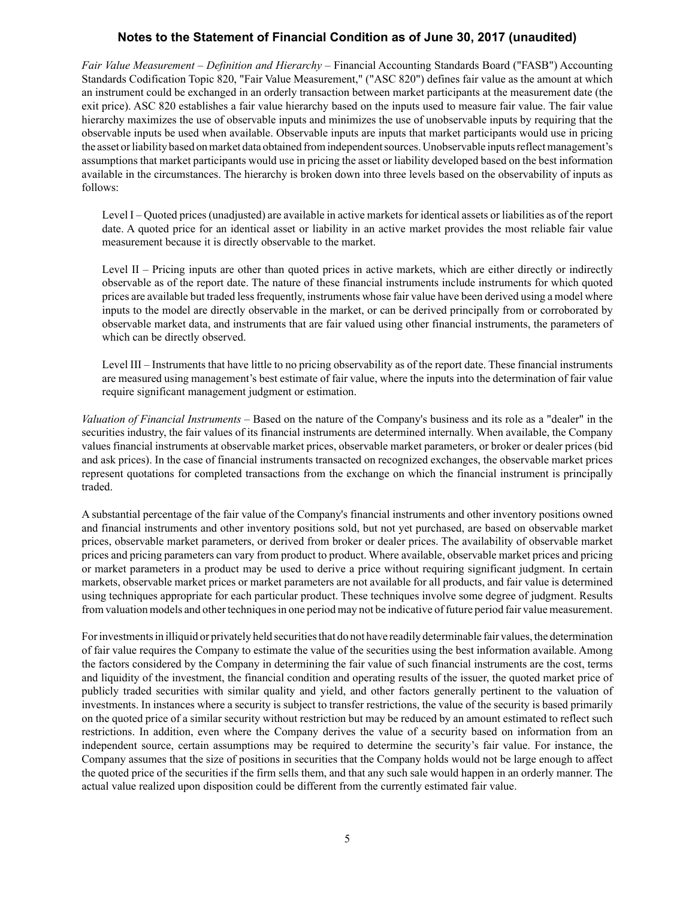*Fair Value Measurement – Definition and Hierarchy* – Financial Accounting Standards Board ("FASB") Accounting Standards Codification Topic 820, "Fair Value Measurement," ("ASC 820") defines fair value as the amount at which an instrument could be exchanged in an orderly transaction between market participants at the measurement date (the exit price). ASC 820 establishes a fair value hierarchy based on the inputs used to measure fair value. The fair value hierarchy maximizes the use of observable inputs and minimizes the use of unobservable inputs by requiring that the observable inputs be used when available. Observable inputs are inputs that market participants would use in pricing the asset or liability based on market data obtained from independent sources. Unobservable inputs reflect management's assumptions that market participants would use in pricing the asset or liability developed based on the best information available in the circumstances. The hierarchy is broken down into three levels based on the observability of inputs as follows:

Level I – Quoted prices (unadjusted) are available in active markets for identical assets or liabilities as of the report date. A quoted price for an identical asset or liability in an active market provides the most reliable fair value measurement because it is directly observable to the market.

Level II – Pricing inputs are other than quoted prices in active markets, which are either directly or indirectly observable as of the report date. The nature of these financial instruments include instruments for which quoted prices are available but traded less frequently, instruments whose fair value have been derived using a model where inputs to the model are directly observable in the market, or can be derived principally from or corroborated by observable market data, and instruments that are fair valued using other financial instruments, the parameters of which can be directly observed.

Level III – Instruments that have little to no pricing observability as of the report date. These financial instruments are measured using management's best estimate of fair value, where the inputs into the determination of fair value require significant management judgment or estimation.

*Valuation of Financial Instruments* – Based on the nature of the Company's business and its role as a "dealer" in the securities industry, the fair values of its financial instruments are determined internally. When available, the Company values financial instruments at observable market prices, observable market parameters, or broker or dealer prices (bid and ask prices). In the case of financial instruments transacted on recognized exchanges, the observable market prices represent quotations for completed transactions from the exchange on which the financial instrument is principally traded.

A substantial percentage of the fair value of the Company's financial instruments and other inventory positions owned and financial instruments and other inventory positions sold, but not yet purchased, are based on observable market prices, observable market parameters, or derived from broker or dealer prices. The availability of observable market prices and pricing parameters can vary from product to product. Where available, observable market prices and pricing or market parameters in a product may be used to derive a price without requiring significant judgment. In certain markets, observable market prices or market parameters are not available for all products, and fair value is determined using techniques appropriate for each particular product. These techniques involve some degree of judgment. Results from valuation models and other techniques in one period may not be indicative of future period fair value measurement.

For investments in illiquid or privately held securities that do not have readily determinable fair values, the determination of fair value requires the Company to estimate the value of the securities using the best information available. Among the factors considered by the Company in determining the fair value of such financial instruments are the cost, terms and liquidity of the investment, the financial condition and operating results of the issuer, the quoted market price of publicly traded securities with similar quality and yield, and other factors generally pertinent to the valuation of investments. In instances where a security is subject to transfer restrictions, the value of the security is based primarily on the quoted price of a similar security without restriction but may be reduced by an amount estimated to reflect such restrictions. In addition, even where the Company derives the value of a security based on information from an independent source, certain assumptions may be required to determine the security's fair value. For instance, the Company assumes that the size of positions in securities that the Company holds would not be large enough to affect the quoted price of the securities if the firm sells them, and that any such sale would happen in an orderly manner. The actual value realized upon disposition could be different from the currently estimated fair value.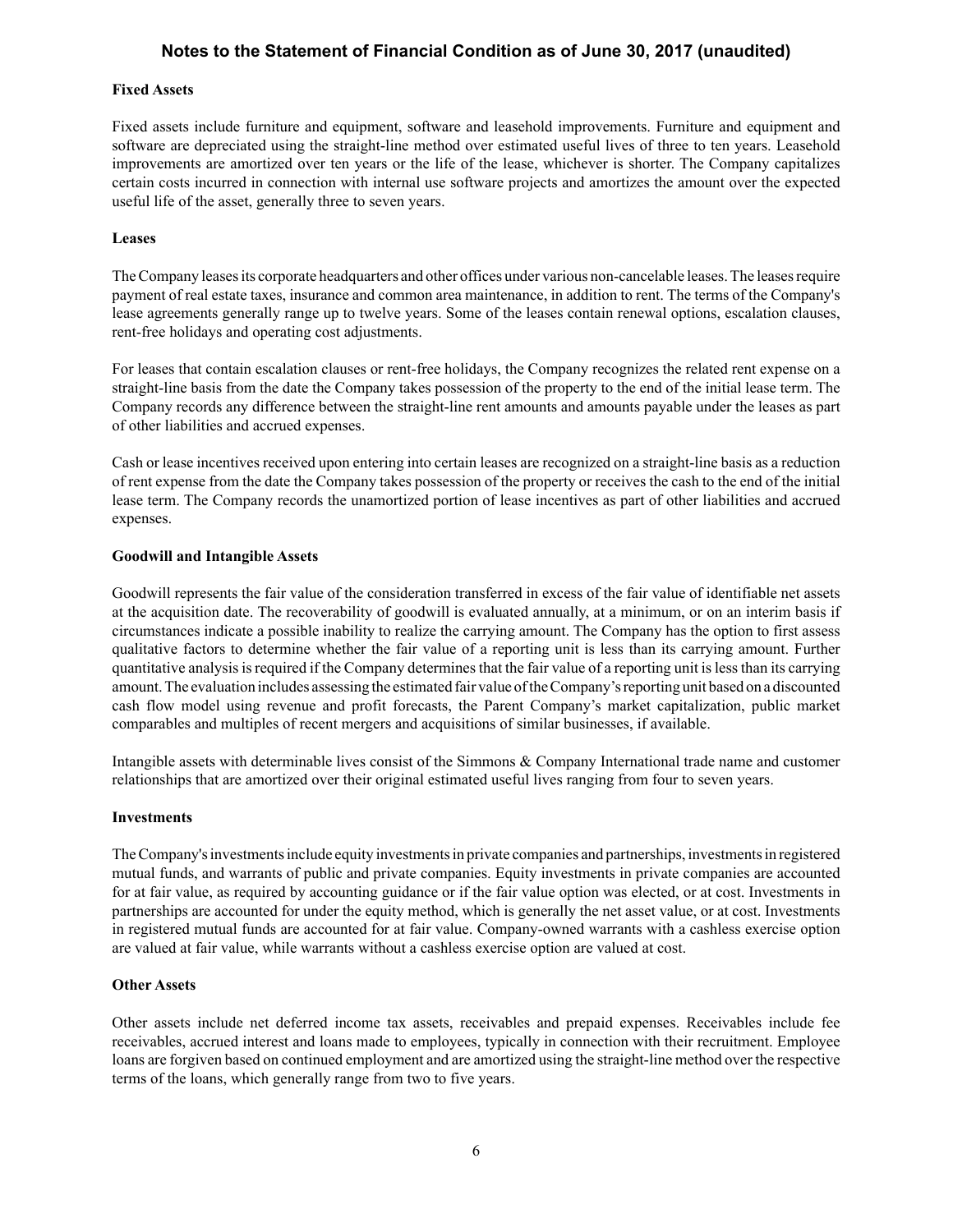### Fixed Assets

Fixed assets include furniture and equipment, software and leasehold improvements. Furniture and equipment and software are depreciated using the straight-line method over estimated useful lives of three to ten years. Leasehold improvements are amortized over ten years or the life of the lease, whichever is shorter. The Company capitalizes certain costs incurred in connection with internal use software projects and amortizes the amount over the expected useful life of the asset, generally three to seven years.

### Leases

The Company leases its corporate headquarters and other offices under various non-cancelable leases. The leases require payment of real estate taxes, insurance and common area maintenance, in addition to rent. The terms of the Company's lease agreements generally range up to twelve years. Some of the leases contain renewal options, escalation clauses, rent-free holidays and operating cost adjustments.

For leases that contain escalation clauses or rent-free holidays, the Company recognizes the related rent expense on a straight-line basis from the date the Company takes possession of the property to the end of the initial lease term. The Company records any difference between the straight-line rent amounts and amounts payable under the leases as part of other liabilities and accrued expenses.

Cash or lease incentives received upon entering into certain leases are recognized on a straight-line basis as a reduction of rent expense from the date the Company takes possession of the property or receives the cash to the end of the initial lease term. The Company records the unamortized portion of lease incentives as part of other liabilities and accrued expenses.

### Goodwill and Intangible Assets

Goodwill represents the fair value of the consideration transferred in excess of the fair value of identifiable net assets at the acquisition date. The recoverability of goodwill is evaluated annually, at a minimum, or on an interim basis if circumstances indicate a possible inability to realize the carrying amount. The Company has the option to first assess qualitative factors to determine whether the fair value of a reporting unit is less than its carrying amount. Further quantitative analysis is required if the Company determines that the fair value of a reporting unit is less than its carrying amount. The evaluation includes assessing the estimated fair value of the Company's reporting unit based on a discounted cash flow model using revenue and profit forecasts, the Parent Company's market capitalization, public market comparables and multiples of recent mergers and acquisitions of similar businesses, if available.

Intangible assets with determinable lives consist of the Simmons & Company International trade name and customer relationships that are amortized over their original estimated useful lives ranging from four to seven years.

### Investments

The Company's investments include equity investments in private companies and partnerships, investments in registered mutual funds, and warrants of public and private companies. Equity investments in private companies are accounted for at fair value, as required by accounting guidance or if the fair value option was elected, or at cost. Investments in partnerships are accounted for under the equity method, which is generally the net asset value, or at cost. Investments in registered mutual funds are accounted for at fair value. Company-owned warrants with a cashless exercise option are valued at fair value, while warrants without a cashless exercise option are valued at cost.

### Other Assets

Other assets include net deferred income tax assets, receivables and prepaid expenses. Receivables include fee receivables, accrued interest and loans made to employees, typically in connection with their recruitment. Employee loans are forgiven based on continued employment and are amortized using the straight-line method over the respective terms of the loans, which generally range from two to five years.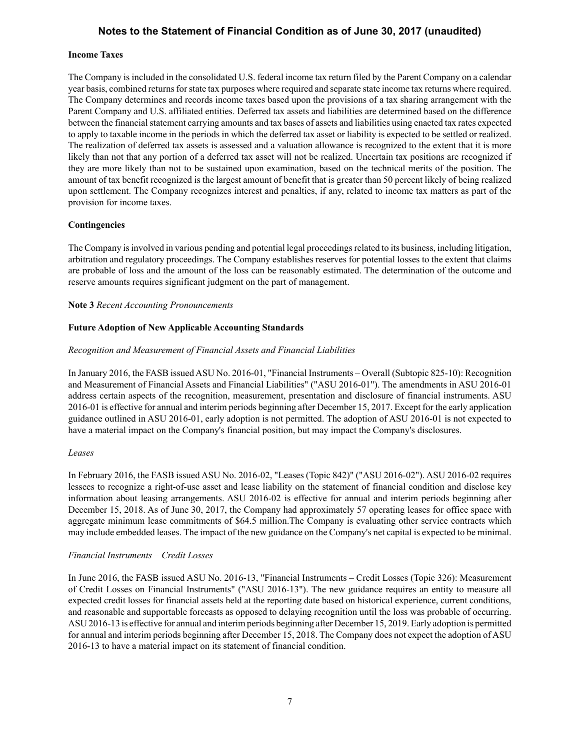## Notes to the Statement of Financial Condition as of June 30, 2017 (unaudited)

**Income Taxes**

The Company is included in the consolidated U.S. federal income tax return filed by the Parent Company on a calendar year basis, combined returns for state tax purposes where required and separate state income tax returns where required. The Company determines and records income taxes based upon the provisions of a tax sharing arrangement with the Parent Company and U.S. affiliated entities. Deferred tax assets and liabilities are determined based on the difference between the financial statement carrying amounts and tax bases of assets and liabilities using enacted tax rates expected to apply to taxable income in the periods in which the deferred tax asset or liability is expected to be settled or realized. The realization of deferred tax assets is assessed and a valuation allowance is recognized to the extent that it is more likely than not that any portion of a deferred tax asset will not be realized. Uncertain tax positions are recognized if they are more likely than not to be sustained upon examination, based on the technical merits of the position. The amount of tax benefit recognized is the largest amount of benefit that is greater than 50 percent likely of being realized upon settlement. The Company recognizes interest and penalties, if any, related to income tax matters as part of the provision for income taxes.

**Contingencies**

The Company is involved in various pending and potential legal proceedings related to its business, including litigation, arbitration and regulatory proceedings. The Company establishes reserves for potential losses to the extent that claims are probable of loss and the amount of the loss can be reasonably estimated. The determination of the outcome and reserve amounts requires significant judgment on the part of management.

**Note 3** *Recent Accounting Pronouncements*

**Future Adoption of New Applicable Accounting Standards**

*Recognition and Measurement of Financial Assets and Financial Liabilities*

In January 2016, the FASB issued ASU No. 2016-01, "Financial Instruments – Overall (Subtopic 825-10): Recognition and Measurement of Financial Assets and Financial Liabilities" ("ASU 2016-01"). The amendments in ASU 2016-01 address certain aspects of the recognition, measurement, presentation and disclosure of financial instruments. ASU 2016-01 is effective for annual and interim periods beginning after December 15, 2017. Except for the early application guidance outlined in ASU 2016-01, early adoption is not permitted. The adoption of ASU 2016-01 is not expected to have a material impact on the Company's financial position, but may impact the Company's disclosures.

*Leases*

In February 2016, the FASB issued ASU No. 2016-02, "Leases (Topic 842)" ("ASU 2016-02"). ASU 2016-02 requires lessees to recognize a right-of-use asset and lease liability on the statement of financial condition and disclose key information about leasing arrangements. ASU 2016-02 is effective for annual and interim periods beginning after December 15, 2018. As of June 30, 2017, the Company had approximately 57 operating leases for office space with aggregate minimum lease commitments of $64.5 million.The Company is evaluating other service contracts which may include embedded leases. The impact of the new guidance on the Company's net capital is expected to be minimal.

*Financial Instruments – Credit Losses*

In June 2016, the FASB issued ASU No. 2016-13, "Financial Instruments – Credit Losses (Topic 326): Measurement of Credit Losses on Financial Instruments" ("ASU 2016-13"). The new guidance requires an entity to measure all expected credit losses for financial assets held at the reporting date based on historical experience, current conditions, and reasonable and supportable forecasts as opposed to delaying recognition until the loss was probable of occurring. ASU 2016-13 is effective for annual and interim periods beginning after December 15, 2019. Early adoption is permitted for annual and interim periods beginning after December 15, 2018. The Company does not expect the adoption of ASU 2016-13 to have a material impact on its statement of financial condition.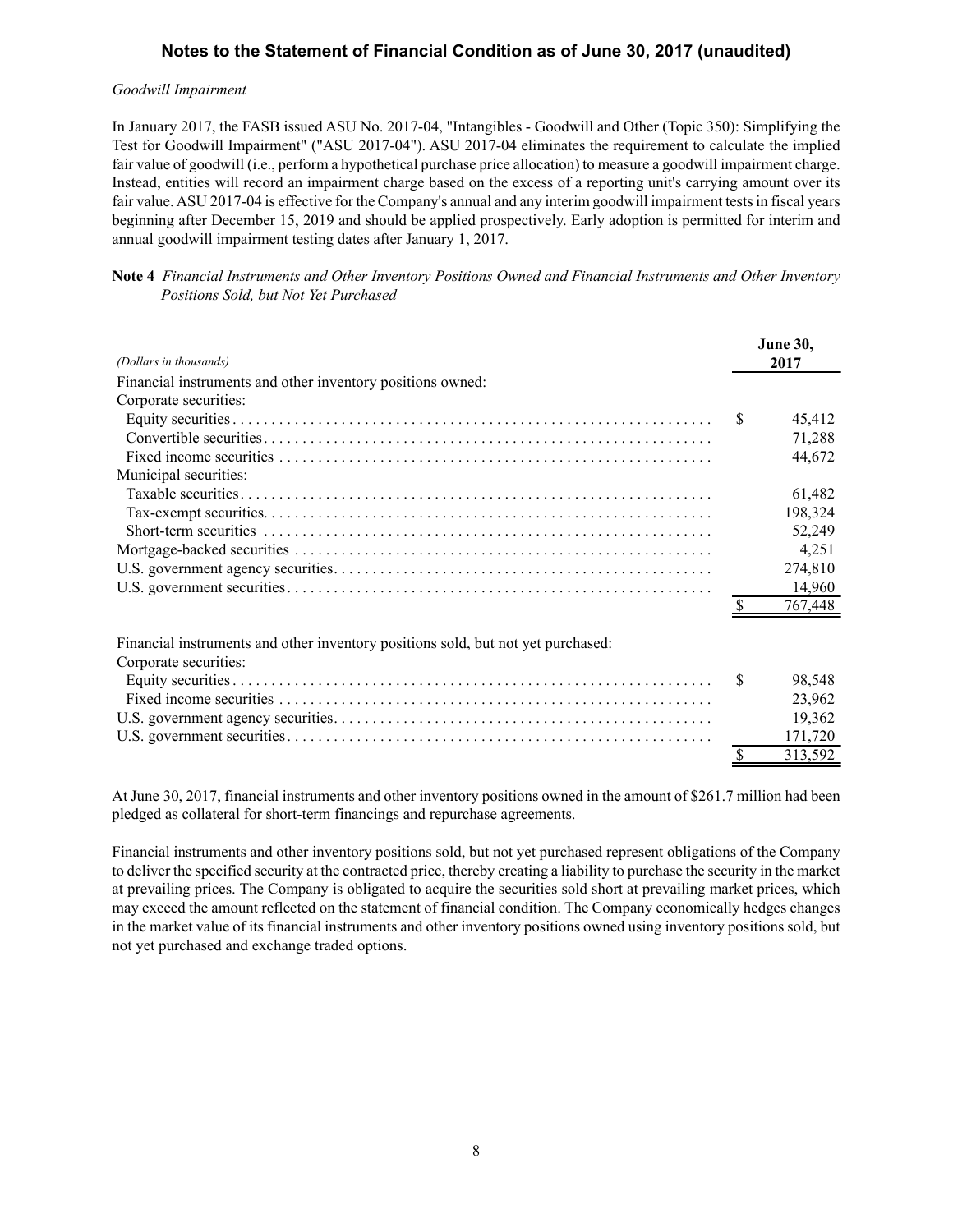# Notes to the Statement of Financial Condition as of June 30, 2017 (unaudited)

*Goodwill Impairment*

In January 2017, the FASB issued ASU No. 2017-04, "Intangibles - Goodwill and Other (Topic 350): Simplifying the Test for Goodwill Impairment" ("ASU 2017-04"). ASU 2017-04 eliminates the requirement to calculate the implied fair value of goodwill (i.e., perform a hypothetical purchase price allocation) to measure a goodwill impairment charge. Instead, entities will record an impairment charge based on the excess of a reporting unit's carrying amount over its fair value. ASU 2017-04 is effective for the Company's annual and any interim goodwill impairment tests in fiscal years beginning after December 15, 2019 and should be applied prospectively. Early adoption is permitted for interim and annual goodwill impairment testing dates after January 1, 2017.

**Note 4** *Financial Instruments and Other Inventory Positions Owned and Financial Instruments and Other Inventory Positions Sold, but Not Yet Purchased*

| *(Dollars in thousands)* | June 30, 2017 |
|---|---|
| Financial instruments and other inventory positions owned: | |
| Corporate securities: | |
| Equity securities | $ 45,412 |
| Convertible securities | 71,288 |
| Fixed income securities | 44,672 |
| Municipal securities: | |
| Taxable securities | 61,482 |
| Tax-exempt securities | 198,324 |
| Short-term securities | 52,249 |
| Mortgage-backed securities | 4,251 |
| U.S. government agency securities | 274,810 |
| U.S. government securities | 14,960 |
| | $ 767,448 |
| | |
| Financial instruments and other inventory positions sold, but not yet purchased: | |
| Corporate securities: | |
| Equity securities | $ 98,548 |
| Fixed income securities | 23,962 |
| U.S. government agency securities | 19,362 |
| U.S. government securities | 171,720 |
| | $ 313,592 |

At June 30, 2017, financial instruments and other inventory positions owned in the amount of $261.7 million had been pledged as collateral for short-term financings and repurchase agreements.

Financial instruments and other inventory positions sold, but not yet purchased represent obligations of the Company to deliver the specified security at the contracted price, thereby creating a liability to purchase the security in the market at prevailing prices. The Company is obligated to acquire the securities sold short at prevailing market prices, which may exceed the amount reflected on the statement of financial condition. The Company economically hedges changes in the market value of its financial instruments and other inventory positions owned using inventory positions sold, but not yet purchased and exchange traded options.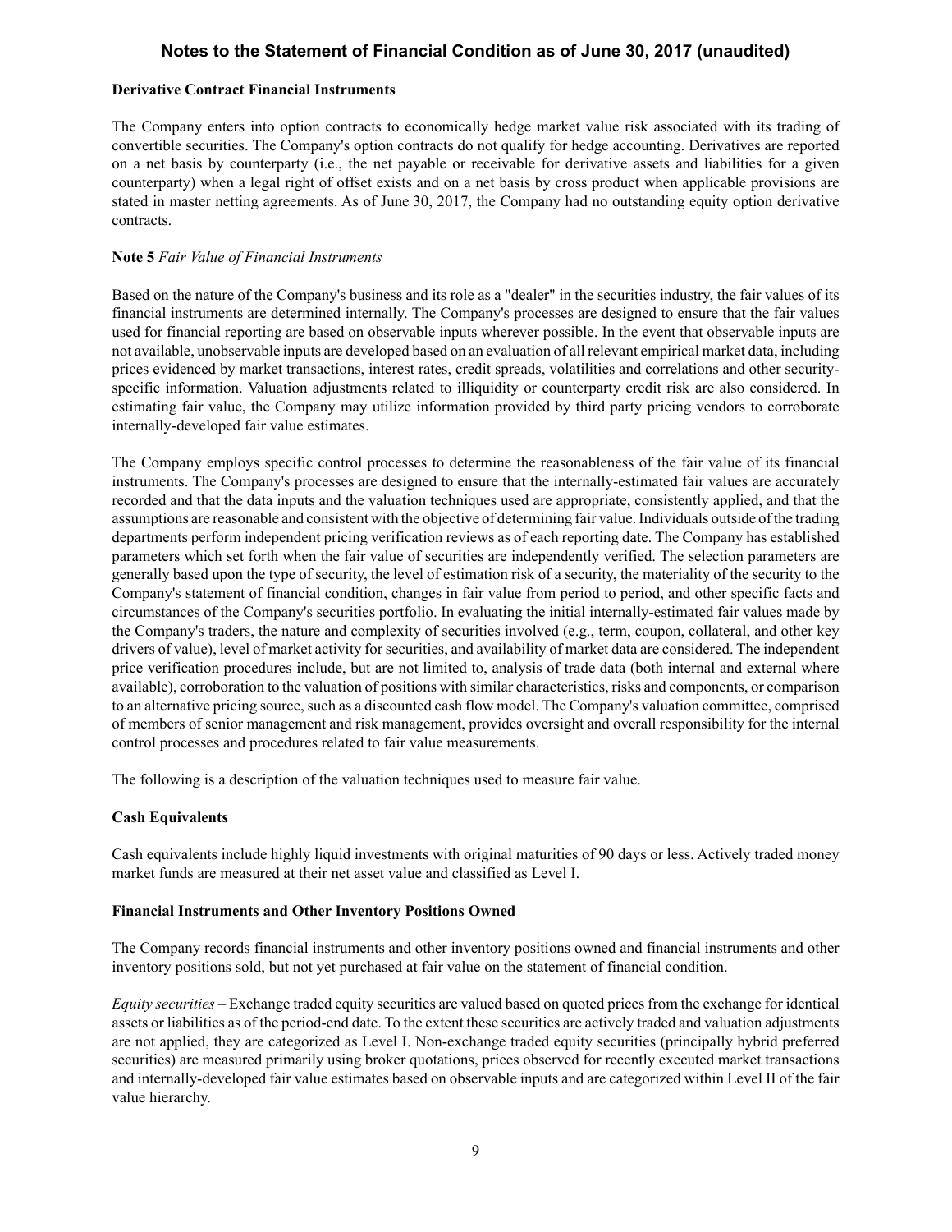### Derivative Contract Financial Instruments

The Company enters into option contracts to economically hedge market value risk associated with its trading of convertible securities. The Company's option contracts do not qualify for hedge accounting. Derivatives are reported on a net basis by counterparty (i.e., the net payable or receivable for derivative assets and liabilities for a given counterparty) when a legal right of offset exists and on a net basis by cross product when applicable provisions are stated in master netting agreements. As of June 30, 2017, the Company had no outstanding equity option derivative contracts.

## Note 5 *Fair Value of Financial Instruments*

Based on the nature of the Company's business and its role as a "dealer" in the securities industry, the fair values of its financial instruments are determined internally. The Company's processes are designed to ensure that the fair values used for financial reporting are based on observable inputs wherever possible. In the event that observable inputs are not available, unobservable inputs are developed based on an evaluation of all relevant empirical market data, including prices evidenced by market transactions, interest rates, credit spreads, volatilities and correlations and other security-specific information. Valuation adjustments related to illiquidity or counterparty credit risk are also considered. In estimating fair value, the Company may utilize information provided by third party pricing vendors to corroborate internally-developed fair value estimates.

The Company employs specific control processes to determine the reasonableness of the fair value of its financial instruments. The Company's processes are designed to ensure that the internally-estimated fair values are accurately recorded and that the data inputs and the valuation techniques used are appropriate, consistently applied, and that the assumptions are reasonable and consistent with the objective of determining fair value. Individuals outside of the trading departments perform independent pricing verification reviews as of each reporting date. The Company has established parameters which set forth when the fair value of securities are independently verified. The selection parameters are generally based upon the type of security, the level of estimation risk of a security, the materiality of the security to the Company's statement of financial condition, changes in fair value from period to period, and other specific facts and circumstances of the Company's securities portfolio. In evaluating the initial internally-estimated fair values made by the Company's traders, the nature and complexity of securities involved (e.g., term, coupon, collateral, and other key drivers of value), level of market activity for securities, and availability of market data are considered. The independent price verification procedures include, but are not limited to, analysis of trade data (both internal and external where available), corroboration to the valuation of positions with similar characteristics, risks and components, or comparison to an alternative pricing source, such as a discounted cash flow model. The Company's valuation committee, comprised of members of senior management and risk management, provides oversight and overall responsibility for the internal control processes and procedures related to fair value measurements.

The following is a description of the valuation techniques used to measure fair value.

### Cash Equivalents

Cash equivalents include highly liquid investments with original maturities of 90 days or less. Actively traded money market funds are measured at their net asset value and classified as Level I.

### Financial Instruments and Other Inventory Positions Owned

The Company records financial instruments and other inventory positions owned and financial instruments and other inventory positions sold, but not yet purchased at fair value on the statement of financial condition.

*Equity securities* – Exchange traded equity securities are valued based on quoted prices from the exchange for identical assets or liabilities as of the period-end date. To the extent these securities are actively traded and valuation adjustments are not applied, they are categorized as Level I. Non-exchange traded equity securities (principally hybrid preferred securities) are measured primarily using broker quotations, prices observed for recently executed market transactions and internally-developed fair value estimates based on observable inputs and are categorized within Level II of the fair value hierarchy.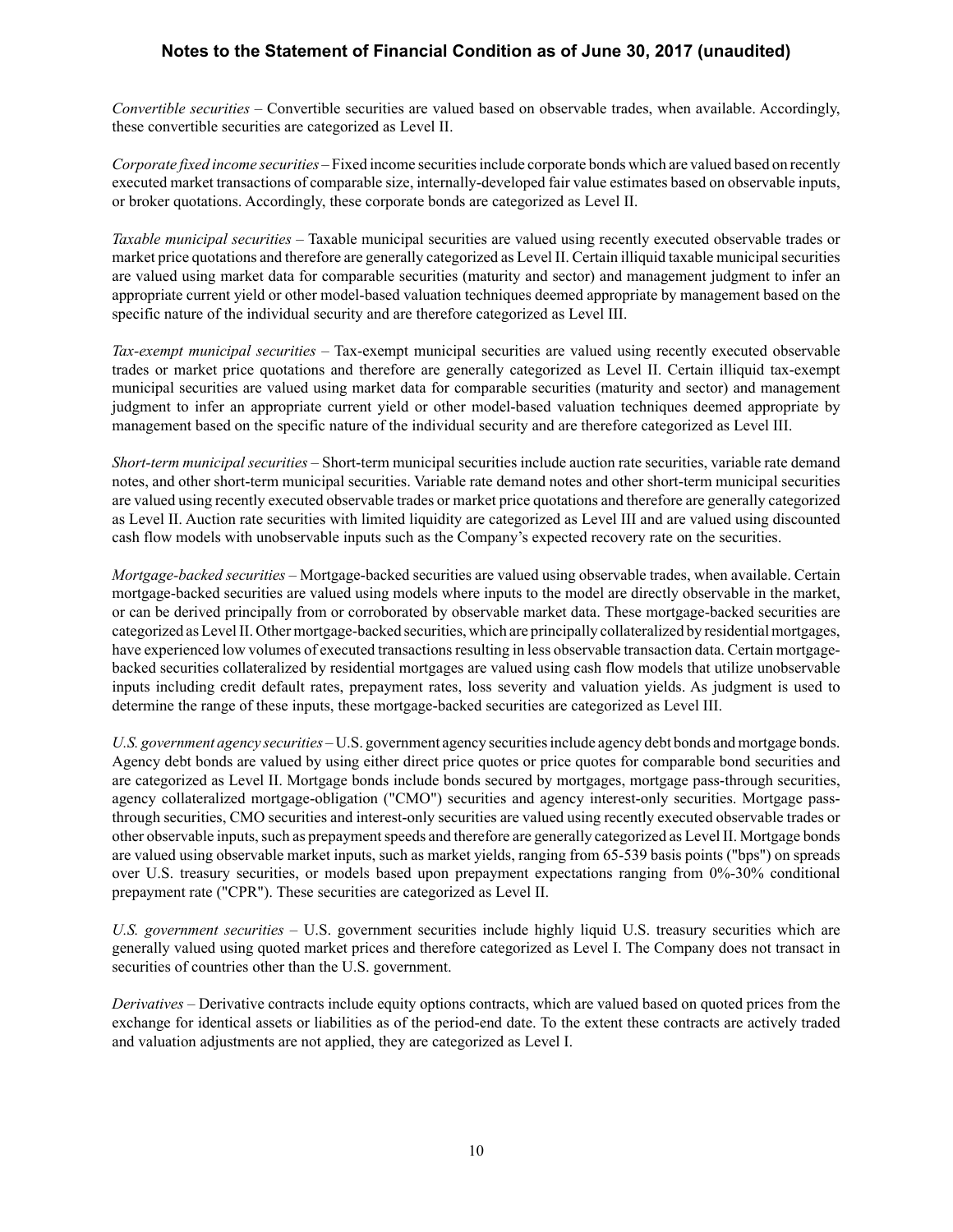*Convertible securities* – Convertible securities are valued based on observable trades, when available. Accordingly, these convertible securities are categorized as Level II.

*Corporate fixed income securities* – Fixed income securities include corporate bonds which are valued based on recently executed market transactions of comparable size, internally-developed fair value estimates based on observable inputs, or broker quotations. Accordingly, these corporate bonds are categorized as Level II.

*Taxable municipal securities* – Taxable municipal securities are valued using recently executed observable trades or market price quotations and therefore are generally categorized as Level II. Certain illiquid taxable municipal securities are valued using market data for comparable securities (maturity and sector) and management judgment to infer an appropriate current yield or other model-based valuation techniques deemed appropriate by management based on the specific nature of the individual security and are therefore categorized as Level III.

*Tax-exempt municipal securities* – Tax-exempt municipal securities are valued using recently executed observable trades or market price quotations and therefore are generally categorized as Level II. Certain illiquid tax-exempt municipal securities are valued using market data for comparable securities (maturity and sector) and management judgment to infer an appropriate current yield or other model-based valuation techniques deemed appropriate by management based on the specific nature of the individual security and are therefore categorized as Level III.

*Short-term municipal securities* – Short-term municipal securities include auction rate securities, variable rate demand notes, and other short-term municipal securities. Variable rate demand notes and other short-term municipal securities are valued using recently executed observable trades or market price quotations and therefore are generally categorized as Level II. Auction rate securities with limited liquidity are categorized as Level III and are valued using discounted cash flow models with unobservable inputs such as the Company's expected recovery rate on the securities.

*Mortgage-backed securities* – Mortgage-backed securities are valued using observable trades, when available. Certain mortgage-backed securities are valued using models where inputs to the model are directly observable in the market, or can be derived principally from or corroborated by observable market data. These mortgage-backed securities are categorized as Level II. Other mortgage-backed securities, which are principally collateralized by residential mortgages, have experienced low volumes of executed transactions resulting in less observable transaction data. Certain mortgage-backed securities collateralized by residential mortgages are valued using cash flow models that utilize unobservable inputs including credit default rates, prepayment rates, loss severity and valuation yields. As judgment is used to determine the range of these inputs, these mortgage-backed securities are categorized as Level III.

*U.S. government agency securities* – U.S. government agency securities include agency debt bonds and mortgage bonds. Agency debt bonds are valued by using either direct price quotes or price quotes for comparable bond securities and are categorized as Level II. Mortgage bonds include bonds secured by mortgages, mortgage pass-through securities, agency collateralized mortgage-obligation ("CMO") securities and agency interest-only securities. Mortgage pass-through securities, CMO securities and interest-only securities are valued using recently executed observable trades or other observable inputs, such as prepayment speeds and therefore are generally categorized as Level II. Mortgage bonds are valued using observable market inputs, such as market yields, ranging from 65-539 basis points ("bps") on spreads over U.S. treasury securities, or models based upon prepayment expectations ranging from 0%-30% conditional prepayment rate ("CPR"). These securities are categorized as Level II.

*U.S. government securities* – U.S. government securities include highly liquid U.S. treasury securities which are generally valued using quoted market prices and therefore categorized as Level I. The Company does not transact in securities of countries other than the U.S. government.

*Derivatives* – Derivative contracts include equity options contracts, which are valued based on quoted prices from the exchange for identical assets or liabilities as of the period-end date. To the extent these contracts are actively traded and valuation adjustments are not applied, they are categorized as Level I.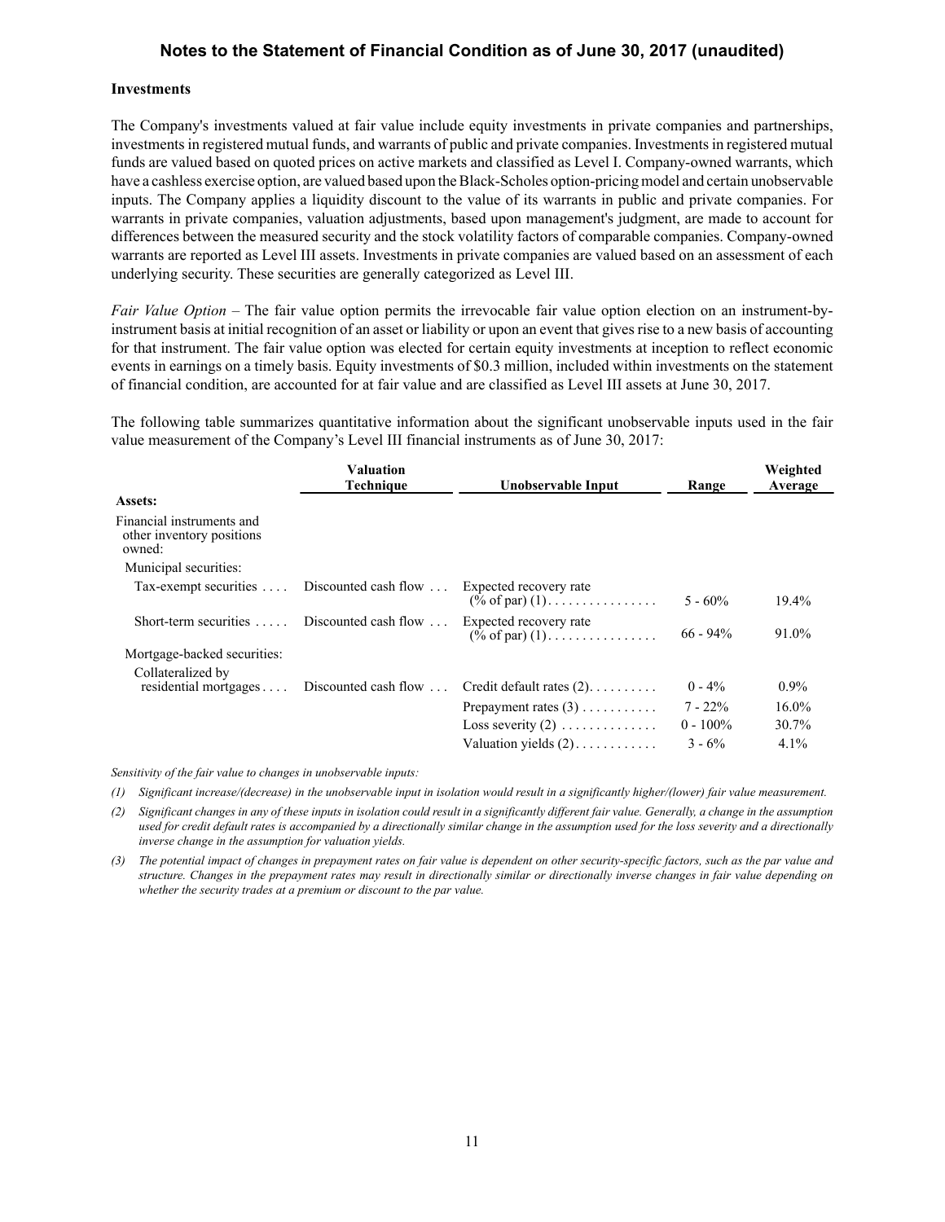## Notes to the Statement of Financial Condition as of June 30, 2017 (unaudited)

**Investments**

The Company's investments valued at fair value include equity investments in private companies and partnerships, investments in registered mutual funds, and warrants of public and private companies. Investments in registered mutual funds are valued based on quoted prices on active markets and classified as Level I. Company-owned warrants, which have a cashless exercise option, are valued based upon the Black-Scholes option-pricing model and certain unobservable inputs. The Company applies a liquidity discount to the value of its warrants in public and private companies. For warrants in private companies, valuation adjustments, based upon management's judgment, are made to account for differences between the measured security and the stock volatility factors of comparable companies. Company-owned warrants are reported as Level III assets. Investments in private companies are valued based on an assessment of each underlying security. These securities are generally categorized as Level III.

*Fair Value Option* – The fair value option permits the irrevocable fair value option election on an instrument-by-instrument basis at initial recognition of an asset or liability or upon an event that gives rise to a new basis of accounting for that instrument. The fair value option was elected for certain equity investments at inception to reflect economic events in earnings on a timely basis. Equity investments of $0.3 million, included within investments on the statement of financial condition, are accounted for at fair value and are classified as Level III assets at June 30, 2017.

The following table summarizes quantitative information about the significant unobservable inputs used in the fair value measurement of the Company's Level III financial instruments as of June 30, 2017:

| | Valuation Technique | Unobservable Input | Range | Weighted Average |
|---|---|---|---|---|
| **Assets:** | | | | |
| Financial instruments and other inventory positions owned: | | | | |
| Municipal securities: | | | | |
| Tax-exempt securities | Discounted cash flow | Expected recovery rate (% of par) (1) | 5 - 60% | 19.4% |
| Short-term securities | Discounted cash flow | Expected recovery rate (% of par) (1) | 66 - 94% | 91.0% |
| Mortgage-backed securities: | | | | |
| Collateralized by residential mortgages | Discounted cash flow | Credit default rates (2) | 0 - 4% | 0.9% |
| | | Prepayment rates (3) | 7 - 22% | 16.0% |
| | | Loss severity (2) | 0 - 100% | 30.7% |
| | | Valuation yields (2) | 3 - 6% | 4.1% |

*Sensitivity of the fair value to changes in unobservable inputs:*

*(1) Significant increase/(decrease) in the unobservable input in isolation would result in a significantly higher/(lower) fair value measurement.*

*(2) Significant changes in any of these inputs in isolation could result in a significantly different fair value. Generally, a change in the assumption used for credit default rates is accompanied by a directionally similar change in the assumption used for the loss severity and a directionally inverse change in the assumption for valuation yields.*

*(3) The potential impact of changes in prepayment rates on fair value is dependent on other security-specific factors, such as the par value and structure. Changes in the prepayment rates may result in directionally similar or directionally inverse changes in fair value depending on whether the security trades at a premium or discount to the par value.*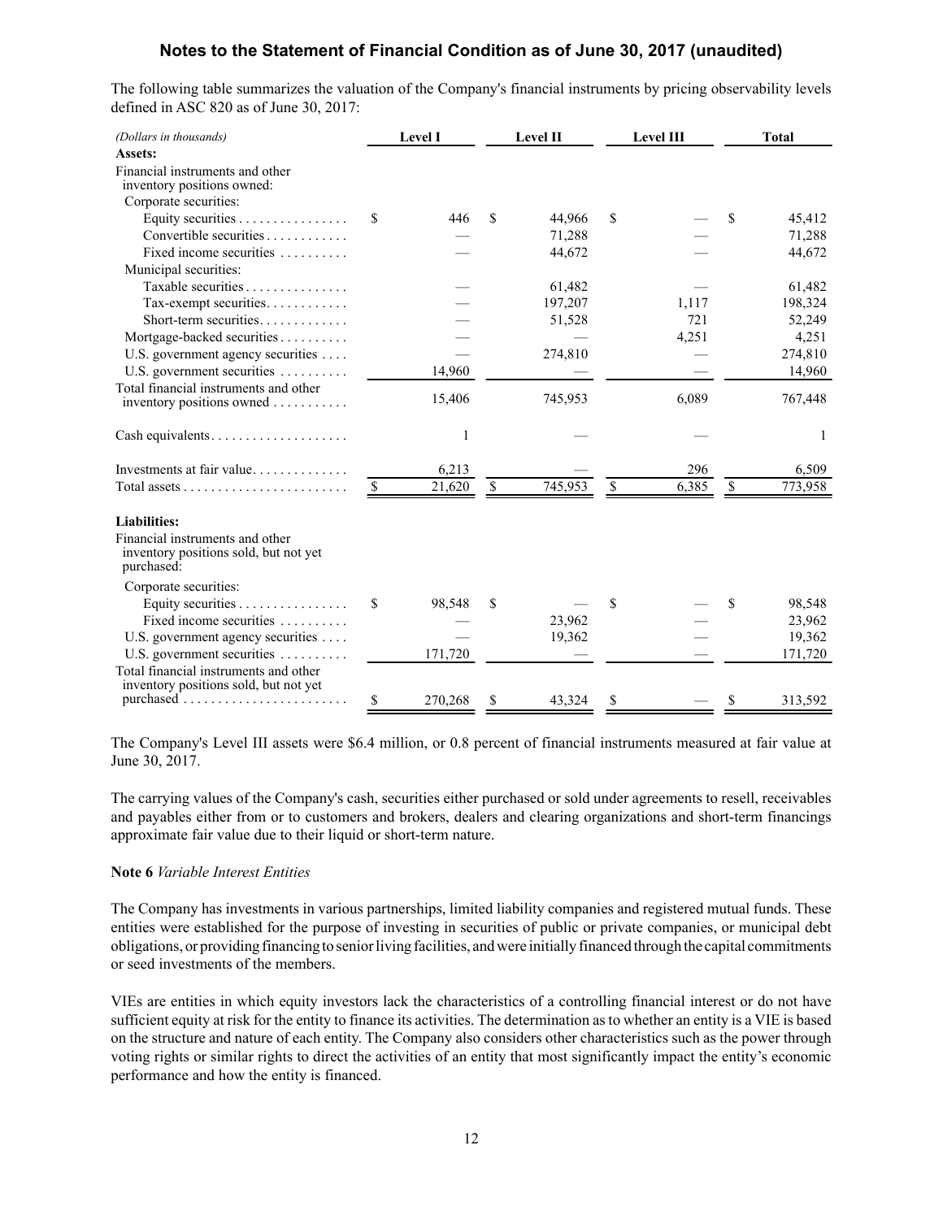## Notes to the Statement of Financial Condition as of June 30, 2017 (unaudited)

The following table summarizes the valuation of the Company's financial instruments by pricing observability levels defined in ASC 820 as of June 30, 2017:

| *(Dollars in thousands)* | Level I | Level II | Level III | Total |
|---|---|---|---|---|
| **Assets:** | | | | |
| Financial instruments and other inventory positions owned: | | | | |
| Corporate securities: | | | | |
| Equity securities | $ 446 | $ 44,966 | $ — | $ 45,412 |
| Convertible securities | — | 71,288 | — | 71,288 |
| Fixed income securities | — | 44,672 | — | 44,672 |
| Municipal securities: | | | | |
| Taxable securities | — | 61,482 | — | 61,482 |
| Tax-exempt securities | — | 197,207 | 1,117 | 198,324 |
| Short-term securities | — | 51,528 | 721 | 52,249 |
| Mortgage-backed securities | — | — | 4,251 | 4,251 |
| U.S. government agency securities | — | 274,810 | — | 274,810 |
| U.S. government securities | 14,960 | — | — | 14,960 |
| Total financial instruments and other inventory positions owned | 15,406 | 745,953 | 6,089 | 767,448 |
| Cash equivalents | 1 | — | — | 1 |
| Investments at fair value | 6,213 | — | 296 | 6,509 |
| Total assets | $ 21,620 | $ 745,953 | $ 6,385 | $ 773,958 |
| **Liabilities:** | | | | |
| Financial instruments and other inventory positions sold, but not yet purchased: | | | | |
| Corporate securities: | | | | |
| Equity securities | $ 98,548 | $ — | $ — | $ 98,548 |
| Fixed income securities | — | 23,962 | — | 23,962 |
| U.S. government agency securities | — | 19,362 | — | 19,362 |
| U.S. government securities | 171,720 | — | — | 171,720 |
| Total financial instruments and other inventory positions sold, but not yet purchased | $ 270,268 | $ 43,324 | $ — | $ 313,592 |

The Company's Level III assets were $6.4 million, or 0.8 percent of financial instruments measured at fair value at June 30, 2017.

The carrying values of the Company's cash, securities either purchased or sold under agreements to resell, receivables and payables either from or to customers and brokers, dealers and clearing organizations and short-term financings approximate fair value due to their liquid or short-term nature.

**Note 6** *Variable Interest Entities*

The Company has investments in various partnerships, limited liability companies and registered mutual funds. These entities were established for the purpose of investing in securities of public or private companies, or municipal debt obligations, or providing financing to senior living facilities, and were initially financed through the capital commitments or seed investments of the members.

VIEs are entities in which equity investors lack the characteristics of a controlling financial interest or do not have sufficient equity at risk for the entity to finance its activities. The determination as to whether an entity is a VIE is based on the structure and nature of each entity. The Company also considers other characteristics such as the power through voting rights or similar rights to direct the activities of an entity that most significantly impact the entity's economic performance and how the entity is financed.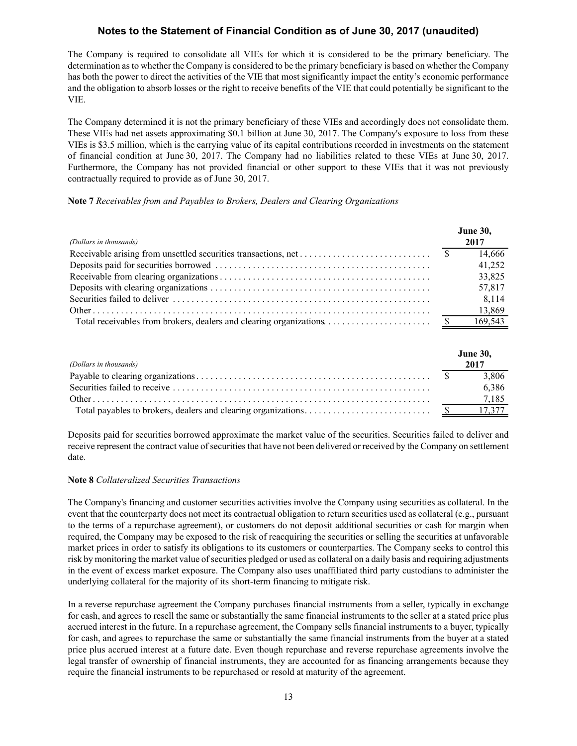The Company is required to consolidate all VIEs for which it is considered to be the primary beneficiary. The determination as to whether the Company is considered to be the primary beneficiary is based on whether the Company has both the power to direct the activities of the VIE that most significantly impact the entity's economic performance and the obligation to absorb losses or the right to receive benefits of the VIE that could potentially be significant to the VIE.

The Company determined it is not the primary beneficiary of these VIEs and accordingly does not consolidate them. These VIEs had net assets approximating \$0.1 billion at June 30, 2017. The Company's exposure to loss from these VIEs is \$3.5 million, which is the carrying value of its capital contributions recorded in investments on the statement of financial condition at June 30, 2017. The Company had no liabilities related to these VIEs at June 30, 2017. Furthermore, the Company has not provided financial or other support to these VIEs that it was not previously contractually required to provide as of June 30, 2017.

**Note 7** *Receivables from and Payables to Brokers, Dealers and Clearing Organizations*

| *(Dollars in thousands)* | June 30, 2017 |
|---|---|
| Receivable arising from unsettled securities transactions, net | $ 14,666 |
| Deposits paid for securities borrowed | 41,252 |
| Receivable from clearing organizations | 33,825 |
| Deposits with clearing organizations | 57,817 |
| Securities failed to deliver | 8,114 |
| Other | 13,869 |
| Total receivables from brokers, dealers and clearing organizations | $ 169,543 |

| *(Dollars in thousands)* | June 30, 2017 |
|---|---|
| Payable to clearing organizations | $ 3,806 |
| Securities failed to receive | 6,386 |
| Other | 7,185 |
| Total payables to brokers, dealers and clearing organizations | $ 17,377 |

Deposits paid for securities borrowed approximate the market value of the securities. Securities failed to deliver and receive represent the contract value of securities that have not been delivered or received by the Company on settlement date.

**Note 8** *Collateralized Securities Transactions*

The Company's financing and customer securities activities involve the Company using securities as collateral. In the event that the counterparty does not meet its contractual obligation to return securities used as collateral (e.g., pursuant to the terms of a repurchase agreement), or customers do not deposit additional securities or cash for margin when required, the Company may be exposed to the risk of reacquiring the securities or selling the securities at unfavorable market prices in order to satisfy its obligations to its customers or counterparties. The Company seeks to control this risk by monitoring the market value of securities pledged or used as collateral on a daily basis and requiring adjustments in the event of excess market exposure. The Company also uses unaffiliated third party custodians to administer the underlying collateral for the majority of its short-term financing to mitigate risk.

In a reverse repurchase agreement the Company purchases financial instruments from a seller, typically in exchange for cash, and agrees to resell the same or substantially the same financial instruments to the seller at a stated price plus accrued interest in the future. In a repurchase agreement, the Company sells financial instruments to a buyer, typically for cash, and agrees to repurchase the same or substantially the same financial instruments from the buyer at a stated price plus accrued interest at a future date. Even though repurchase and reverse repurchase agreements involve the legal transfer of ownership of financial instruments, they are accounted for as financing arrangements because they require the financial instruments to be repurchased or resold at maturity of the agreement.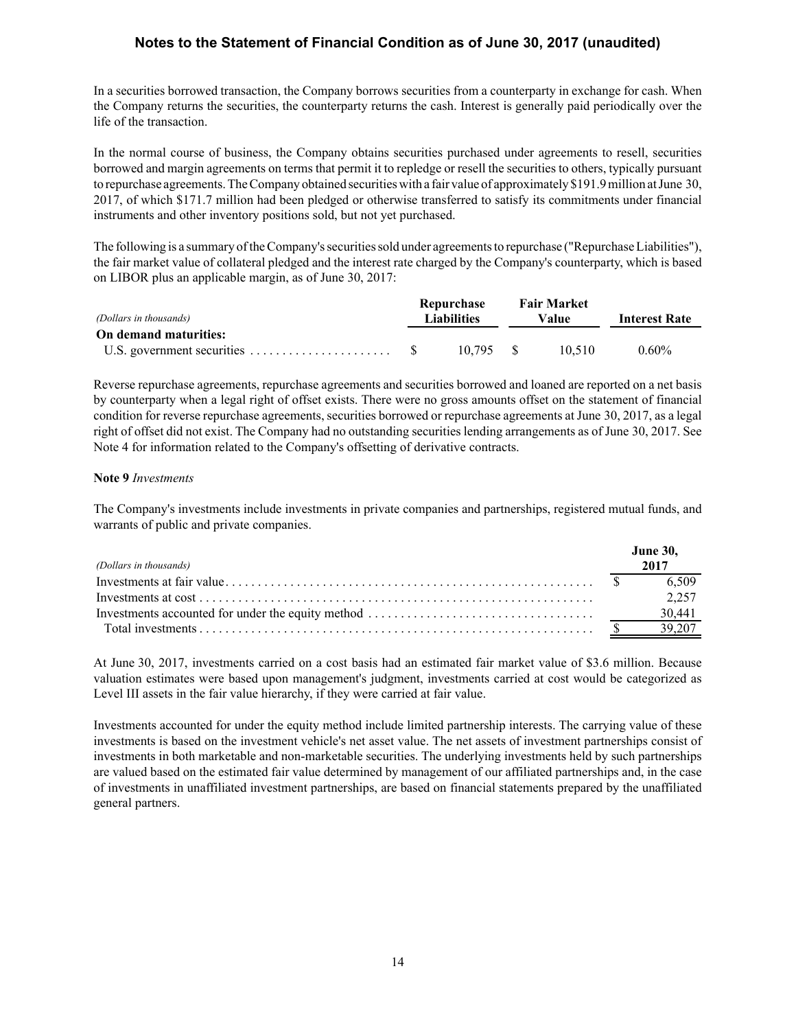In a securities borrowed transaction, the Company borrows securities from a counterparty in exchange for cash. When the Company returns the securities, the counterparty returns the cash. Interest is generally paid periodically over the life of the transaction.

In the normal course of business, the Company obtains securities purchased under agreements to resell, securities borrowed and margin agreements on terms that permit it to repledge or resell the securities to others, typically pursuant to repurchase agreements. The Company obtained securities with a fair value of approximately $191.9 million at June 30, 2017, of which $171.7 million had been pledged or otherwise transferred to satisfy its commitments under financial instruments and other inventory positions sold, but not yet purchased.

The following is a summary of the Company's securities sold under agreements to repurchase ("Repurchase Liabilities"), the fair market value of collateral pledged and the interest rate charged by the Company's counterparty, which is based on LIBOR plus an applicable margin, as of June 30, 2017:

| *(Dollars in thousands)* | Repurchase Liabilities | Fair Market Value | Interest Rate |
|---|---|---|---|
| **On demand maturities:** | | | |
| U.S. government securities | $ 10,795 | $ 10,510 | 0.60% |

Reverse repurchase agreements, repurchase agreements and securities borrowed and loaned are reported on a net basis by counterparty when a legal right of offset exists. There were no gross amounts offset on the statement of financial condition for reverse repurchase agreements, securities borrowed or repurchase agreements at June 30, 2017, as a legal right of offset did not exist. The Company had no outstanding securities lending arrangements as of June 30, 2017. See Note 4 for information related to the Company's offsetting of derivative contracts.

**Note 9** *Investments*

The Company's investments include investments in private companies and partnerships, registered mutual funds, and warrants of public and private companies.

| *(Dollars in thousands)* | June 30, 2017 |
|---|---|
| Investments at fair value | $ 6,509 |
| Investments at cost | 2,257 |
| Investments accounted for under the equity method | 30,441 |
| Total investments | $ 39,207 |

At June 30, 2017, investments carried on a cost basis had an estimated fair market value of $3.6 million. Because valuation estimates were based upon management's judgment, investments carried at cost would be categorized as Level III assets in the fair value hierarchy, if they were carried at fair value.

Investments accounted for under the equity method include limited partnership interests. The carrying value of these investments is based on the investment vehicle's net asset value. The net assets of investment partnerships consist of investments in both marketable and non-marketable securities. The underlying investments held by such partnerships are valued based on the estimated fair value determined by management of our affiliated partnerships and, in the case of investments in unaffiliated investment partnerships, are based on financial statements prepared by the unaffiliated general partners.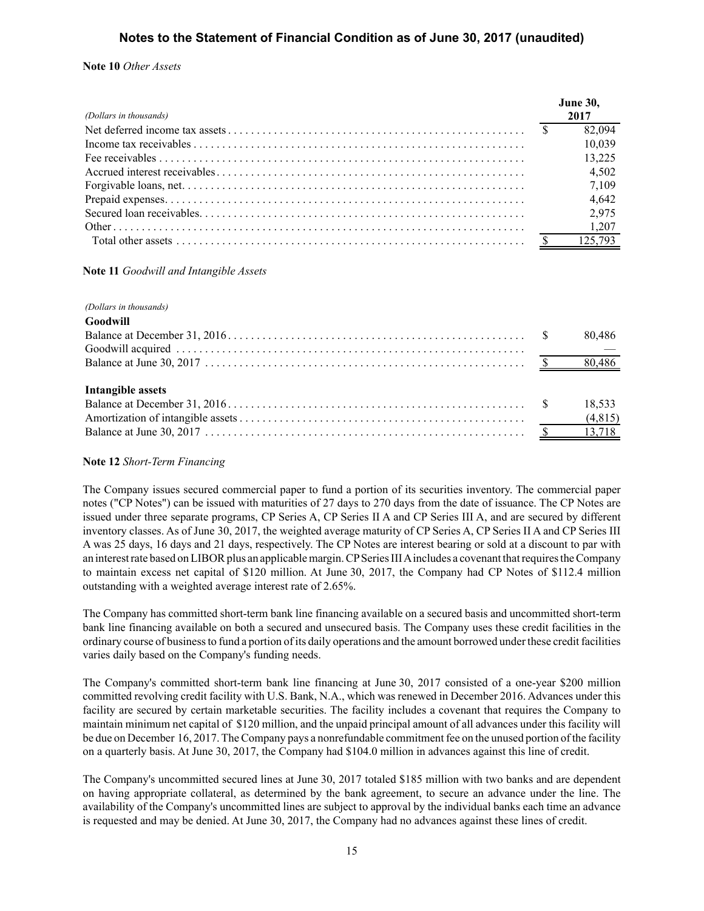## Notes to the Statement of Financial Condition as of June 30, 2017 (unaudited)

**Note 10** *Other Assets*

| *(Dollars in thousands)* | June 30, 2017 |
|---|---|
| Net deferred income tax assets | $ 82,094 |
| Income tax receivables | 10,039 |
| Fee receivables | 13,225 |
| Accrued interest receivables | 4,502 |
| Forgivable loans, net. | 7,109 |
| Prepaid expenses. | 4,642 |
| Secured loan receivables. | 2,975 |
| Other | 1,207 |
| Total other assets | $ 125,793 |

**Note 11** *Goodwill and Intangible Assets*

| *(Dollars in thousands)* | |
|---|---|
| **Goodwill** | |
| Balance at December 31, 2016 | $ 80,486 |
| Goodwill acquired | — |
| Balance at June 30, 2017 | $ 80,486 |
| | |
| **Intangible assets** | |
| Balance at December 31, 2016 | $ 18,533 |
| Amortization of intangible assets | (4,815) |
| Balance at June 30, 2017 | $ 13,718 |

**Note 12** *Short-Term Financing*

The Company issues secured commercial paper to fund a portion of its securities inventory. The commercial paper notes ("CP Notes") can be issued with maturities of 27 days to 270 days from the date of issuance. The CP Notes are issued under three separate programs, CP Series A, CP Series II A and CP Series III A, and are secured by different inventory classes. As of June 30, 2017, the weighted average maturity of CP Series A, CP Series II A and CP Series III A was 25 days, 16 days and 21 days, respectively. The CP Notes are interest bearing or sold at a discount to par with an interest rate based on LIBOR plus an applicable margin. CP Series III A includes a covenant that requires the Company to maintain excess net capital of $120 million. At June 30, 2017, the Company had CP Notes of $112.4 million outstanding with a weighted average interest rate of 2.65%.

The Company has committed short-term bank line financing available on a secured basis and uncommitted short-term bank line financing available on both a secured and unsecured basis. The Company uses these credit facilities in the ordinary course of business to fund a portion of its daily operations and the amount borrowed under these credit facilities varies daily based on the Company's funding needs.

The Company's committed short-term bank line financing at June 30, 2017 consisted of a one-year $200 million committed revolving credit facility with U.S. Bank, N.A., which was renewed in December 2016. Advances under this facility are secured by certain marketable securities. The facility includes a covenant that requires the Company to maintain minimum net capital of $120 million, and the unpaid principal amount of all advances under this facility will be due on December 16, 2017. The Company pays a nonrefundable commitment fee on the unused portion of the facility on a quarterly basis. At June 30, 2017, the Company had $104.0 million in advances against this line of credit.

The Company's uncommitted secured lines at June 30, 2017 totaled $185 million with two banks and are dependent on having appropriate collateral, as determined by the bank agreement, to secure an advance under the line. The availability of the Company's uncommitted lines are subject to approval by the individual banks each time an advance is requested and may be denied. At June 30, 2017, the Company had no advances against these lines of credit.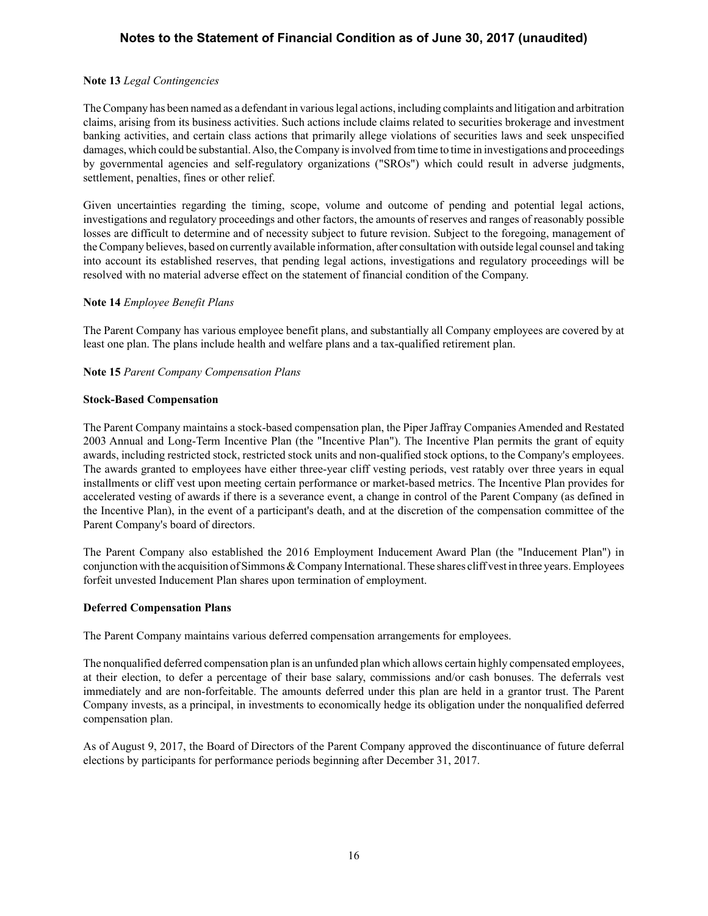**Note 13** *Legal Contingencies*

The Company has been named as a defendant in various legal actions, including complaints and litigation and arbitration claims, arising from its business activities. Such actions include claims related to securities brokerage and investment banking activities, and certain class actions that primarily allege violations of securities laws and seek unspecified damages, which could be substantial. Also, the Company is involved from time to time in investigations and proceedings by governmental agencies and self-regulatory organizations ("SROs") which could result in adverse judgments, settlement, penalties, fines or other relief.

Given uncertainties regarding the timing, scope, volume and outcome of pending and potential legal actions, investigations and regulatory proceedings and other factors, the amounts of reserves and ranges of reasonably possible losses are difficult to determine and of necessity subject to future revision. Subject to the foregoing, management of the Company believes, based on currently available information, after consultation with outside legal counsel and taking into account its established reserves, that pending legal actions, investigations and regulatory proceedings will be resolved with no material adverse effect on the statement of financial condition of the Company.

**Note 14** *Employee Benefit Plans*

The Parent Company has various employee benefit plans, and substantially all Company employees are covered by at least one plan. The plans include health and welfare plans and a tax-qualified retirement plan.

**Note 15** *Parent Company Compensation Plans*

**Stock-Based Compensation**

The Parent Company maintains a stock-based compensation plan, the Piper Jaffray Companies Amended and Restated 2003 Annual and Long-Term Incentive Plan (the "Incentive Plan"). The Incentive Plan permits the grant of equity awards, including restricted stock, restricted stock units and non-qualified stock options, to the Company's employees. The awards granted to employees have either three-year cliff vesting periods, vest ratably over three years in equal installments or cliff vest upon meeting certain performance or market-based metrics. The Incentive Plan provides for accelerated vesting of awards if there is a severance event, a change in control of the Parent Company (as defined in the Incentive Plan), in the event of a participant's death, and at the discretion of the compensation committee of the Parent Company's board of directors.

The Parent Company also established the 2016 Employment Inducement Award Plan (the "Inducement Plan") in conjunction with the acquisition of Simmons & Company International. These shares cliff vest in three years. Employees forfeit unvested Inducement Plan shares upon termination of employment.

**Deferred Compensation Plans**

The Parent Company maintains various deferred compensation arrangements for employees.

The nonqualified deferred compensation plan is an unfunded plan which allows certain highly compensated employees, at their election, to defer a percentage of their base salary, commissions and/or cash bonuses. The deferrals vest immediately and are non-forfeitable. The amounts deferred under this plan are held in a grantor trust. The Parent Company invests, as a principal, in investments to economically hedge its obligation under the nonqualified deferred compensation plan.

As of August 9, 2017, the Board of Directors of the Parent Company approved the discontinuance of future deferral elections by participants for performance periods beginning after December 31, 2017.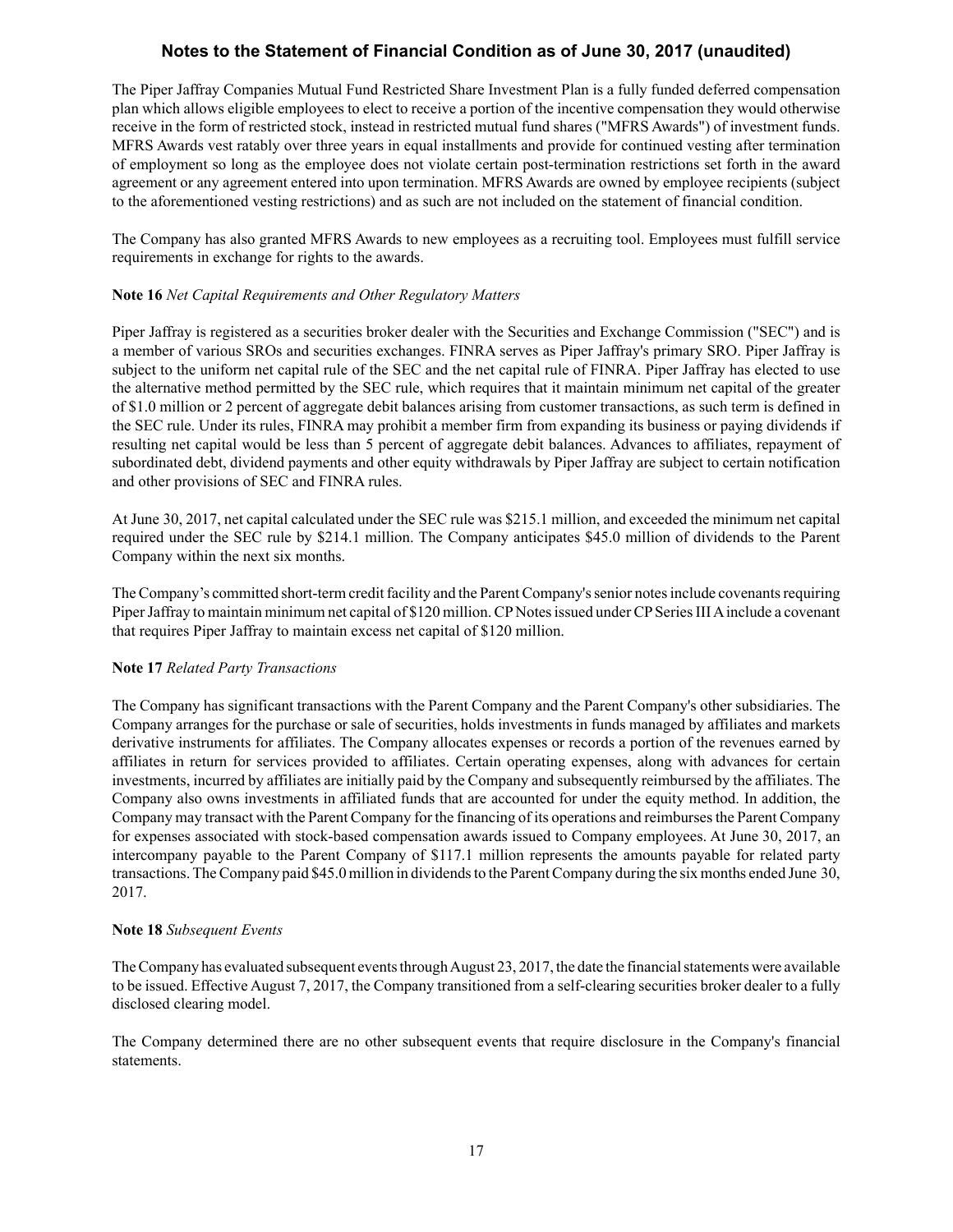The Piper Jaffray Companies Mutual Fund Restricted Share Investment Plan is a fully funded deferred compensation plan which allows eligible employees to elect to receive a portion of the incentive compensation they would otherwise receive in the form of restricted stock, instead in restricted mutual fund shares ("MFRS Awards") of investment funds. MFRS Awards vest ratably over three years in equal installments and provide for continued vesting after termination of employment so long as the employee does not violate certain post-termination restrictions set forth in the award agreement or any agreement entered into upon termination. MFRS Awards are owned by employee recipients (subject to the aforementioned vesting restrictions) and as such are not included on the statement of financial condition.

The Company has also granted MFRS Awards to new employees as a recruiting tool. Employees must fulfill service requirements in exchange for rights to the awards.

**Note 16** *Net Capital Requirements and Other Regulatory Matters*

Piper Jaffray is registered as a securities broker dealer with the Securities and Exchange Commission ("SEC") and is a member of various SROs and securities exchanges. FINRA serves as Piper Jaffray's primary SRO. Piper Jaffray is subject to the uniform net capital rule of the SEC and the net capital rule of FINRA. Piper Jaffray has elected to use the alternative method permitted by the SEC rule, which requires that it maintain minimum net capital of the greater of $1.0 million or 2 percent of aggregate debit balances arising from customer transactions, as such term is defined in the SEC rule. Under its rules, FINRA may prohibit a member firm from expanding its business or paying dividends if resulting net capital would be less than 5 percent of aggregate debit balances. Advances to affiliates, repayment of subordinated debt, dividend payments and other equity withdrawals by Piper Jaffray are subject to certain notification and other provisions of SEC and FINRA rules.

At June 30, 2017, net capital calculated under the SEC rule was $215.1 million, and exceeded the minimum net capital required under the SEC rule by $214.1 million. The Company anticipates $45.0 million of dividends to the Parent Company within the next six months.

The Company's committed short-term credit facility and the Parent Company's senior notes include covenants requiring Piper Jaffray to maintain minimum net capital of $120 million. CP Notes issued under CP Series III A include a covenant that requires Piper Jaffray to maintain excess net capital of $120 million.

**Note 17** *Related Party Transactions*

The Company has significant transactions with the Parent Company and the Parent Company's other subsidiaries. The Company arranges for the purchase or sale of securities, holds investments in funds managed by affiliates and markets derivative instruments for affiliates. The Company allocates expenses or records a portion of the revenues earned by affiliates in return for services provided to affiliates. Certain operating expenses, along with advances for certain investments, incurred by affiliates are initially paid by the Company and subsequently reimbursed by the affiliates. The Company also owns investments in affiliated funds that are accounted for under the equity method. In addition, the Company may transact with the Parent Company for the financing of its operations and reimburses the Parent Company for expenses associated with stock-based compensation awards issued to Company employees. At June 30, 2017, an intercompany payable to the Parent Company of $117.1 million represents the amounts payable for related party transactions. The Company paid $45.0 million in dividends to the Parent Company during the six months ended June 30, 2017.

**Note 18** *Subsequent Events*

The Company has evaluated subsequent events through August 23, 2017, the date the financial statements were available to be issued. Effective August 7, 2017, the Company transitioned from a self-clearing securities broker dealer to a fully disclosed clearing model.

The Company determined there are no other subsequent events that require disclosure in the Company's financial statements.